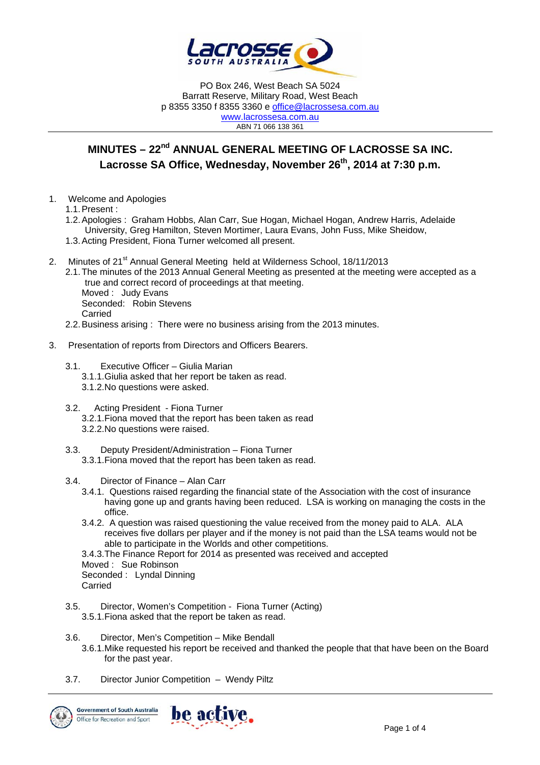PO Box 246, West Beach SA 5024
Barratt Reserve, Military Road, West Beach
p 8355 3350 f 8355 3360 e office@lacrossesa.com.au
www.lacrossesa.com.au
ABN 71 066 138 361

# MINUTES – 22nd ANNUAL GENERAL MEETING OF LACROSSE SA INC.
## Lacrosse SA Office, Wednesday, November 26th, 2014 at 7:30 p.m.

1. Welcome and Apologies
   - 1.1. Present :
   - 1.2. Apologies : Graham Hobbs, Alan Carr, Sue Hogan, Michael Hogan, Andrew Harris, Adelaide University, Greg Hamilton, Steven Mortimer, Laura Evans, John Fuss, Mike Sheidow,
   - 1.3. Acting President, Fiona Turner welcomed all present.

2. Minutes of 21st Annual General Meeting held at Wilderness School, 18/11/2013
   - 2.1. The minutes of the 2013 Annual General Meeting as presented at the meeting were accepted as a true and correct record of proceedings at that meeting.
     Moved : Judy Evans
     Seconded: Robin Stevens
     Carried
   - 2.2. Business arising : There were no business arising from the 2013 minutes.

3. Presentation of reports from Directors and Officers Bearers.

   - 3.1. Executive Officer – Giulia Marian
     - 3.1.1. Giulia asked that her report be taken as read.
     - 3.1.2. No questions were asked.

   - 3.2. Acting President - Fiona Turner
     - 3.2.1. Fiona moved that the report has been taken as read
     - 3.2.2. No questions were raised.

   - 3.3. Deputy President/Administration – Fiona Turner
     - 3.3.1. Fiona moved that the report has been taken as read.

   - 3.4. Director of Finance – Alan Carr
     - 3.4.1. Questions raised regarding the financial state of the Association with the cost of insurance having gone up and grants having been reduced. LSA is working on managing the costs in the office.
     - 3.4.2. A question was raised questioning the value received from the money paid to ALA. ALA receives five dollars per player and if the money is not paid than the LSA teams would not be able to participate in the Worlds and other competitions.
     - 3.4.3. The Finance Report for 2014 as presented was received and accepted
       Moved : Sue Robinson
       Seconded : Lyndal Dinning
       Carried

   - 3.5. Director, Women's Competition - Fiona Turner (Acting)
     - 3.5.1. Fiona asked that the report be taken as read.

   - 3.6. Director, Men's Competition – Mike Bendall
     - 3.6.1. Mike requested his report be received and thanked the people that that have been on the Board for the past year.

   - 3.7. Director Junior Competition – Wendy Piltz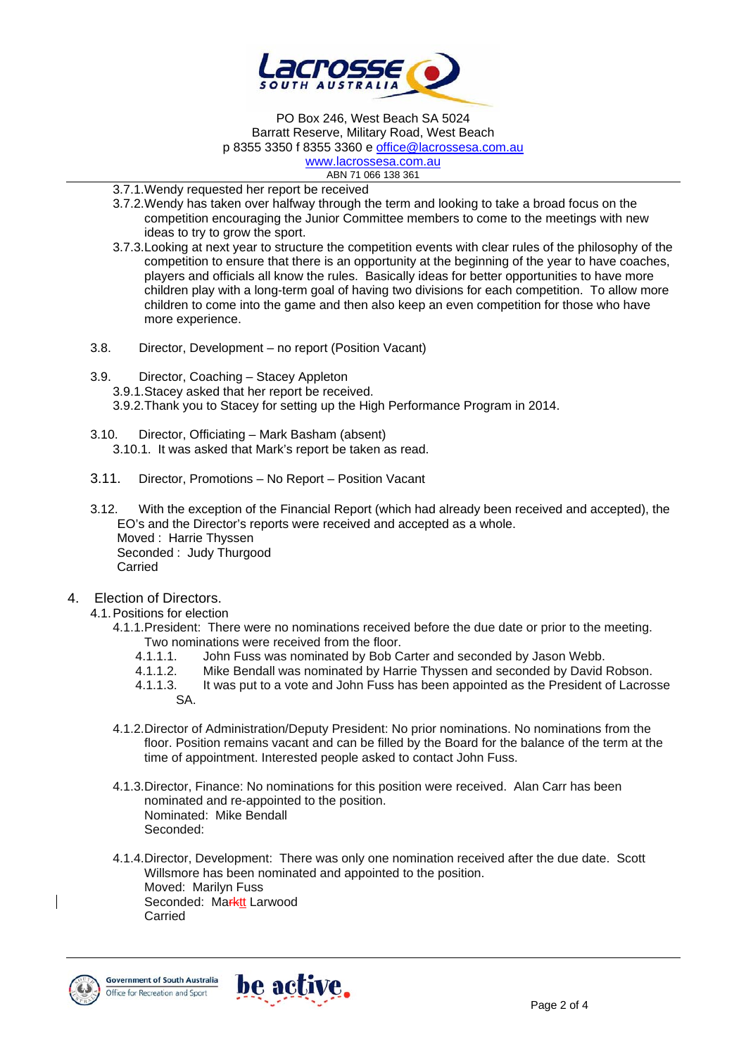3.7.1. Wendy requested her report be received

3.7.2. Wendy has taken over halfway through the term and looking to take a broad focus on the competition encouraging the Junior Committee members to come to the meetings with new ideas to try to grow the sport.

3.7.3. Looking at next year to structure the competition events with clear rules of the philosophy of the competition to ensure that there is an opportunity at the beginning of the year to have coaches, players and officials all know the rules. Basically ideas for better opportunities to have more children play with a long-term goal of having two divisions for each competition. To allow more children to come into the game and then also keep an even competition for those who have more experience.

3.8. Director, Development – no report (Position Vacant)

3.9. Director, Coaching – Stacey Appleton

3.9.1. Stacey asked that her report be received.

3.9.2. Thank you to Stacey for setting up the High Performance Program in 2014.

3.10. Director, Officiating – Mark Basham (absent)

3.10.1. It was asked that Mark's report be taken as read.

3.11. Director, Promotions – No Report – Position Vacant

3.12. With the exception of the Financial Report (which had already been received and accepted), the EO's and the Director's reports were received and accepted as a whole.
Moved : Harrie Thyssen
Seconded : Judy Thurgood
Carried

## 4. Election of Directors.

4.1. Positions for election

4.1.1. President: There were no nominations received before the due date or prior to the meeting. Two nominations were received from the floor.

4.1.1.1. John Fuss was nominated by Bob Carter and seconded by Jason Webb.

4.1.1.2. Mike Bendall was nominated by Harrie Thyssen and seconded by David Robson.

4.1.1.3. It was put to a vote and John Fuss has been appointed as the President of Lacrosse SA.

4.1.2. Director of Administration/Deputy President: No prior nominations. No nominations from the floor. Position remains vacant and can be filled by the Board for the balance of the term at the time of appointment. Interested people asked to contact John Fuss.

4.1.3. Director, Finance: No nominations for this position were received. Alan Carr has been nominated and re-appointed to the position.
Nominated: Mike Bendall
Seconded:

4.1.4. Director, Development: There was only one nomination received after the due date. Scott Willsmore has been nominated and appointed to the position.
Moved: Marilyn Fuss
Seconded: Marktt Larwood
Carried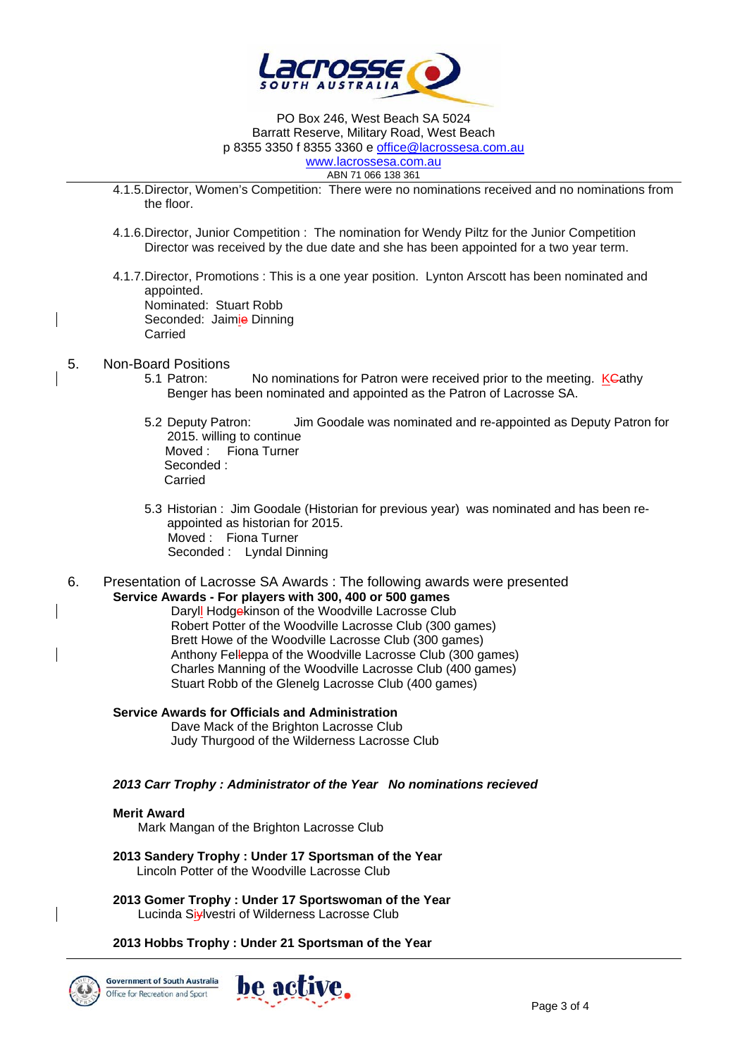PO Box 246, West Beach SA 5024
Barratt Reserve, Military Road, West Beach
p 8355 3350 f 8355 3360 e office@lacrossesa.com.au
www.lacrossesa.com.au
ABN 71 066 138 361

4.1.5. Director, Women's Competition: There were no nominations received and no nominations from the floor.

4.1.6. Director, Junior Competition : The nomination for Wendy Piltz for the Junior Competition Director was received by the due date and she has been appointed for a two year term.

4.1.7. Director, Promotions : This is a one year position. Lynton Arscott has been nominated and appointed.
Nominated: Stuart Robb
Seconded: Jaimie Dinning
Carried

5. Non-Board Positions

5.1 Patron: No nominations for Patron were received prior to the meeting. KCathy Benger has been nominated and appointed as the Patron of Lacrosse SA.

5.2 Deputy Patron: Jim Goodale was nominated and re-appointed as Deputy Patron for 2015. willing to continue
Moved : Fiona Turner
Seconded :
Carried

5.3 Historian : Jim Goodale (Historian for previous year) was nominated and has been re-appointed as historian for 2015.
Moved : Fiona Turner
Seconded : Lyndal Dinning

6. Presentation of Lacrosse SA Awards : The following awards were presented

**Service Awards - For players with 300, 400 or 500 games**

Daryll Hodgekinson of the Woodville Lacrosse Club
Robert Potter of the Woodville Lacrosse Club (300 games)
Brett Howe of the Woodville Lacrosse Club (300 games)
Anthony Felleppa of the Woodville Lacrosse Club (300 games)
Charles Manning of the Woodville Lacrosse Club (400 games)
Stuart Robb of the Glenelg Lacrosse Club (400 games)

**Service Awards for Officials and Administration**

Dave Mack of the Brighton Lacrosse Club
Judy Thurgood of the Wilderness Lacrosse Club

***2013 Carr Trophy : Administrator of the Year No nominations recieved***

**Merit Award**

Mark Mangan of the Brighton Lacrosse Club

**2013 Sandery Trophy : Under 17 Sportsman of the Year**

Lincoln Potter of the Woodville Lacrosse Club

**2013 Gomer Trophy : Under 17 Sportswoman of the Year**

Lucinda Siylvestri of Wilderness Lacrosse Club

**2013 Hobbs Trophy : Under 21 Sportsman of the Year**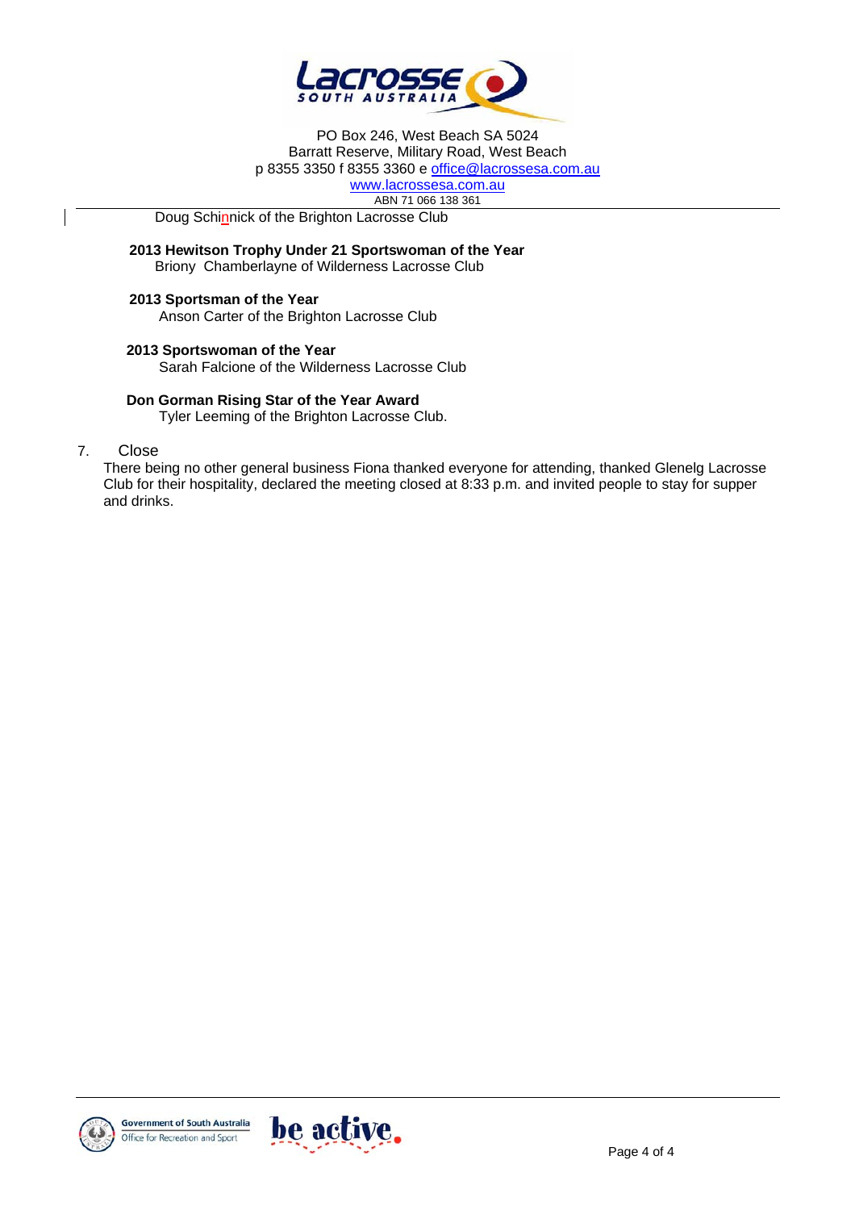Doug Schinnick of the Brighton Lacrosse Club

**2013 Hewitson Trophy Under 21 Sportswoman of the Year**
Briony Chamberlayne of Wilderness Lacrosse Club

**2013 Sportsman of the Year**
Anson Carter of the Brighton Lacrosse Club

**2013 Sportswoman of the Year**
Sarah Falcione of the Wilderness Lacrosse Club

**Don Gorman Rising Star of the Year Award**
Tyler Leeming of the Brighton Lacrosse Club.

7. Close

There being no other general business Fiona thanked everyone for attending, thanked Glenelg Lacrosse Club for their hospitality, declared the meeting closed at 8:33 p.m. and invited people to stay for supper and drinks.